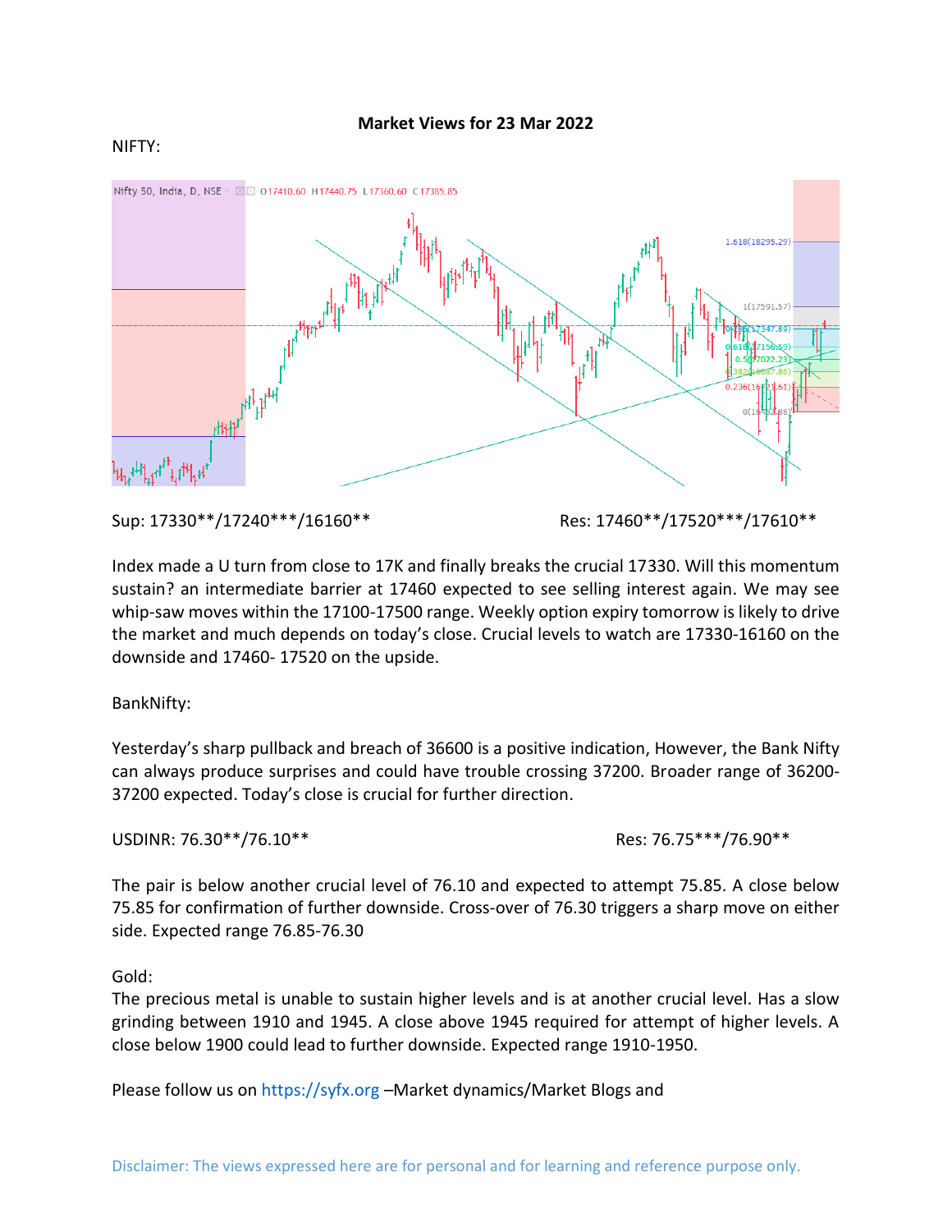**Market Views for 23 Mar 2022**

NIFTY:

Sup: 17330**/17240***/16160**

Res: 17460**/17520***/17610**

Index made a U turn from close to 17K and finally breaks the crucial 17330. Will this momentum sustain? an intermediate barrier at 17460 expected to see selling interest again. We may see whip-saw moves within the 17100-17500 range. Weekly option expiry tomorrow is likely to drive the market and much depends on today's close. Crucial levels to watch are 17330-16160 on the downside and 17460- 17520 on the upside.

BankNifty:

Yesterday's sharp pullback and breach of 36600 is a positive indication, However, the Bank Nifty can always produce surprises and could have trouble crossing 37200. Broader range of 36200-37200 expected. Today's close is crucial for further direction.

USDINR: 76.30**/76.10**

Res: 76.75***/76.90**

The pair is below another crucial level of 76.10 and expected to attempt 75.85. A close below 75.85 for confirmation of further downside. Cross-over of 76.30 triggers a sharp move on either side. Expected range 76.85-76.30

Gold:

The precious metal is unable to sustain higher levels and is at another crucial level. Has a slow grinding between 1910 and 1945. A close above 1945 required for attempt of higher levels. A close below 1900 could lead to further downside. Expected range 1910-1950.

Please follow us on https://syfx.org –Market dynamics/Market Blogs and

Disclaimer: The views expressed here are for personal and for learning and reference purpose only.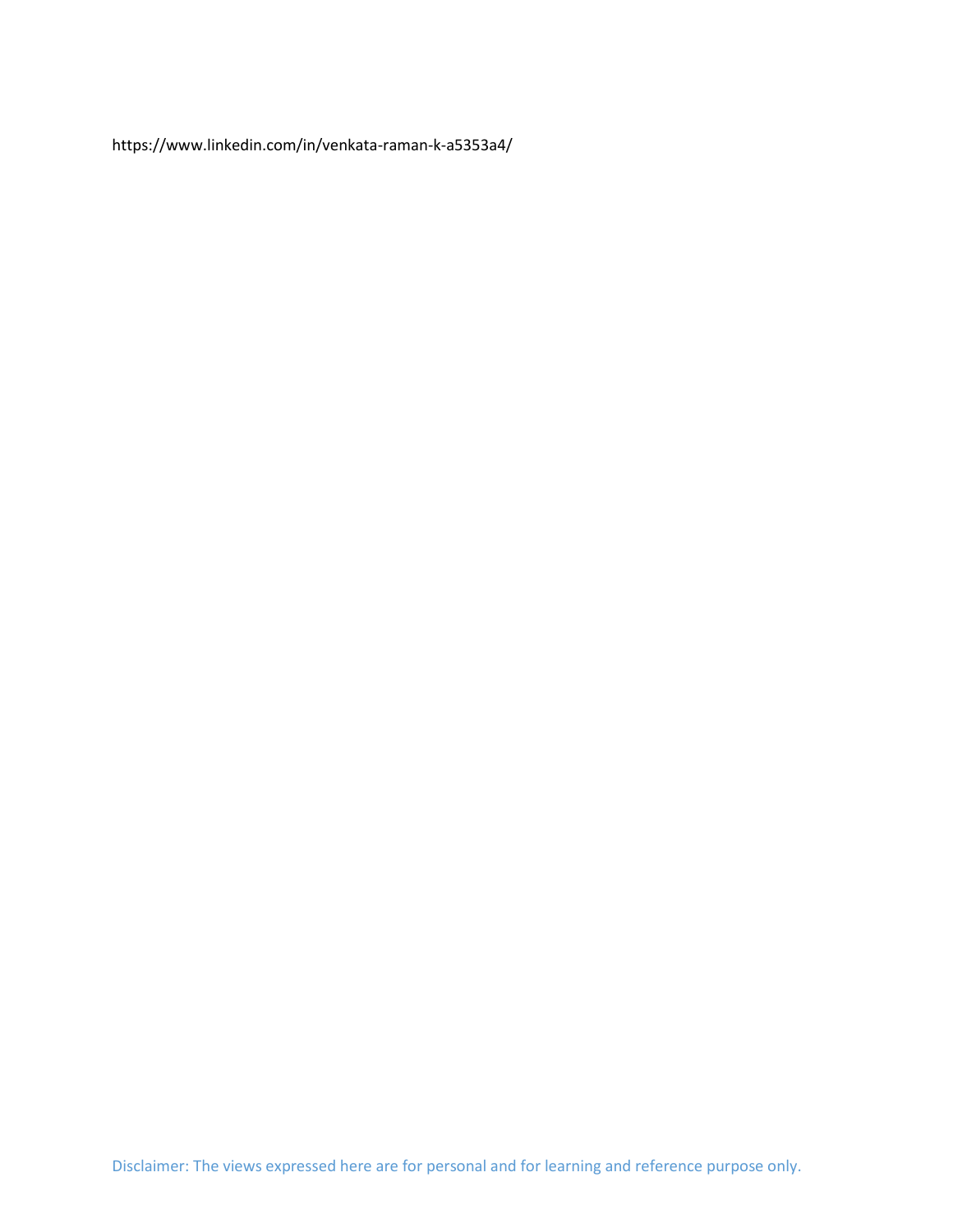https://www.linkedin.com/in/venkata-raman-k-a5353a4/

Disclaimer: The views expressed here are for personal and for learning and reference purpose only.